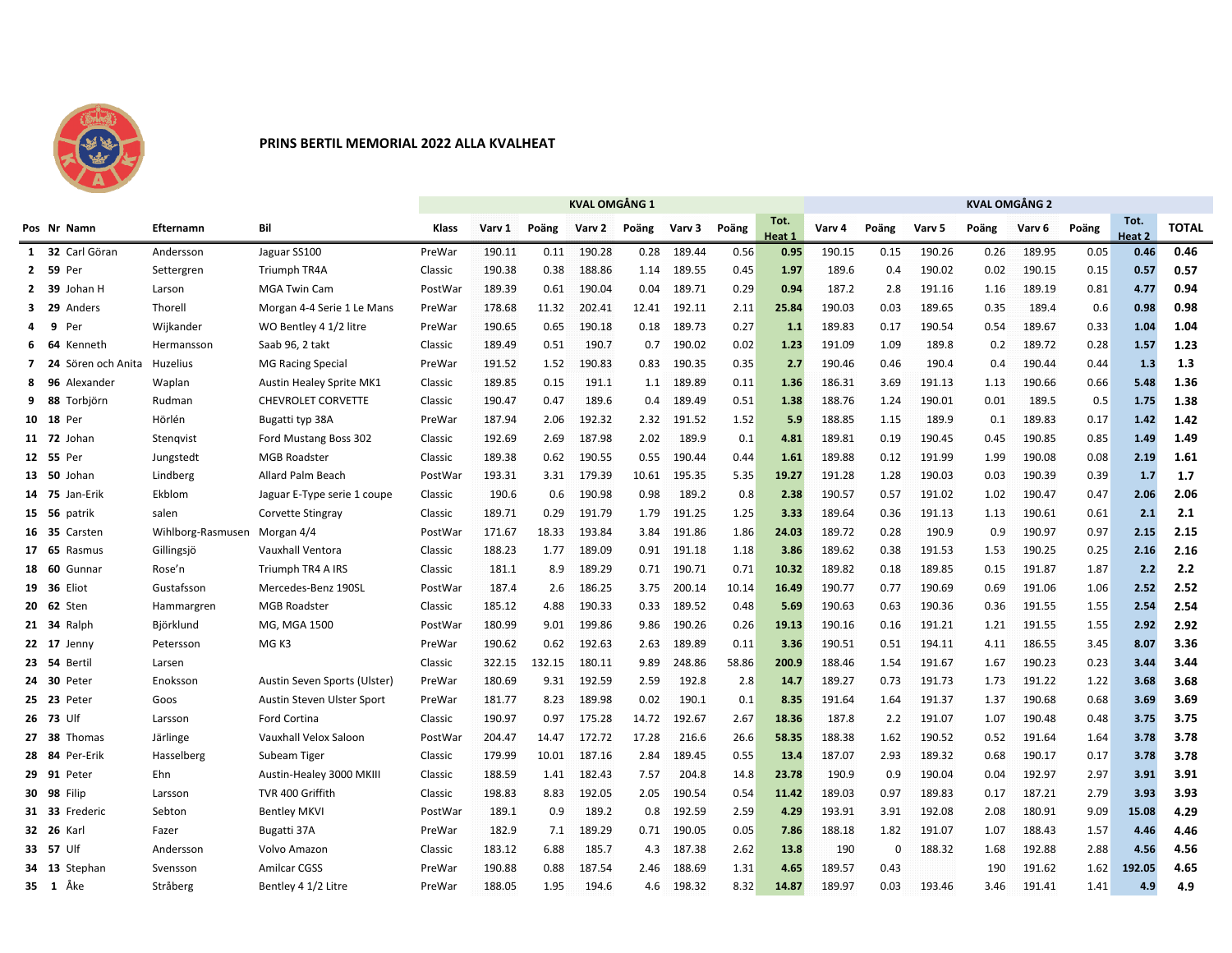# PRINS BERTIL MEMORIAL 2022 ALLA KVALHEAT

| | | | | | | KVAL OMGÅNG 1 | | | | | | | KVAL OMGÅNG 2 | | | | | | | |
|---|---|---|---|---|---|---|---|---|---|---|---|---|---|---|---|---|---|---|---|---|
| **Pos** | **Nr** | **Namn** | **Efternamn** | **Bil** | **Klass** | **Varv 1** | **Poäng** | **Varv 2** | **Poäng** | **Varv 3** | **Poäng** | **Tot. Heat 1** | **Varv 4** | **Poäng** | **Varv 5** | **Poäng** | **Varv 6** | **Poäng** | **Tot. Heat 2** | **TOTAL** |
| 1 | 32 | Carl Göran | Andersson | Jaguar SS100 | PreWar | 190.11 | 0.11 | 190.28 | 0.28 | 189.44 | 0.56 | 0.95 | 190.15 | 0.15 | 190.26 | 0.26 | 189.95 | 0.05 | 0.46 | 0.46 |
| 2 | 59 | Per | Settergren | Triumph TR4A | Classic | 190.38 | 0.38 | 188.86 | 1.14 | 189.55 | 0.45 | 1.97 | 189.6 | 0.4 | 190.02 | 0.02 | 190.15 | 0.15 | 0.57 | 0.57 |
| 2 | 39 | Johan H | Larson | MGA Twin Cam | PostWar | 189.39 | 0.61 | 190.04 | 0.04 | 189.71 | 0.29 | 0.94 | 187.2 | 2.8 | 191.16 | 1.16 | 189.19 | 0.81 | 4.77 | 0.94 |
| 3 | 29 | Anders | Thorell | Morgan 4-4 Serie 1 Le Mans | PreWar | 178.68 | 11.32 | 202.41 | 12.41 | 192.11 | 2.11 | 25.84 | 190.03 | 0.03 | 189.65 | 0.35 | 189.4 | 0.6 | 0.98 | 0.98 |
| 4 | 9 | Per | Wijkander | WO Bentley 4 1/2 litre | PreWar | 190.65 | 0.65 | 190.18 | 0.18 | 189.73 | 0.27 | 1.1 | 189.83 | 0.17 | 190.54 | 0.54 | 189.67 | 0.33 | 1.04 | 1.04 |
| 6 | 64 | Kenneth | Hermansson | Saab 96, 2 takt | Classic | 189.49 | 0.51 | 190.7 | 0.7 | 190.02 | 0.02 | 1.23 | 191.09 | 1.09 | 189.8 | 0.2 | 189.72 | 0.28 | 1.57 | 1.23 |
| 7 | 24 | Sören och Anita | Huzelius | MG Racing Special | PreWar | 191.52 | 1.52 | 190.83 | 0.83 | 190.35 | 0.35 | 2.7 | 190.46 | 0.46 | 190.4 | 0.4 | 190.44 | 0.44 | 1.3 | 1.3 |
| 8 | 96 | Alexander | Waplan | Austin Healey Sprite MK1 | Classic | 189.85 | 0.15 | 191.1 | 1.1 | 189.89 | 0.11 | 1.36 | 186.31 | 3.69 | 191.13 | 1.13 | 190.66 | 0.66 | 5.48 | 1.36 |
| 9 | 88 | Torbjörn | Rudman | CHEVROLET CORVETTE | Classic | 190.47 | 0.47 | 189.6 | 0.4 | 189.49 | 0.51 | 1.38 | 188.76 | 1.24 | 190.01 | 0.01 | 189.5 | 0.5 | 1.75 | 1.38 |
| 10 | 18 | Per | Hörlén | Bugatti typ 38A | PreWar | 187.94 | 2.06 | 192.32 | 2.32 | 191.52 | 1.52 | 5.9 | 188.85 | 1.15 | 189.9 | 0.1 | 189.83 | 0.17 | 1.42 | 1.42 |
| 11 | 72 | Johan | Stenqvist | Ford Mustang Boss 302 | Classic | 192.69 | 2.69 | 187.98 | 2.02 | 189.9 | 0.1 | 4.81 | 189.81 | 0.19 | 190.45 | 0.45 | 190.85 | 0.85 | 1.49 | 1.49 |
| 12 | 55 | Per | Jungstedt | MGB Roadster | Classic | 189.38 | 0.62 | 190.55 | 0.55 | 190.44 | 0.44 | 1.61 | 189.88 | 0.12 | 191.99 | 1.99 | 190.08 | 0.08 | 2.19 | 1.61 |
| 13 | 50 | Johan | Lindberg | Allard Palm Beach | PostWar | 193.31 | 3.31 | 179.39 | 10.61 | 195.35 | 5.35 | 19.27 | 191.28 | 1.28 | 190.03 | 0.03 | 190.39 | 0.39 | 1.7 | 1.7 |
| 14 | 75 | Jan-Erik | Ekblom | Jaguar E-Type serie 1 coupe | Classic | 190.6 | 0.6 | 190.98 | 0.98 | 189.2 | 0.8 | 2.38 | 190.57 | 0.57 | 191.02 | 1.02 | 190.47 | 0.47 | 2.06 | 2.06 |
| 15 | 56 | patrik | salen | Corvette Stingray | Classic | 189.71 | 0.29 | 191.79 | 1.79 | 191.25 | 1.25 | 3.33 | 189.64 | 0.36 | 191.13 | 1.13 | 190.61 | 0.61 | 2.1 | 2.1 |
| 16 | 35 | Carsten | Wihlborg-Rasmusen | Morgan 4/4 | PostWar | 171.67 | 18.33 | 193.84 | 3.84 | 191.86 | 1.86 | 24.03 | 189.72 | 0.28 | 190.9 | 0.9 | 190.97 | 0.97 | 2.15 | 2.15 |
| 17 | 65 | Rasmus | Gillingsjö | Vauxhall Ventora | Classic | 188.23 | 1.77 | 189.09 | 0.91 | 191.18 | 1.18 | 3.86 | 189.62 | 0.38 | 191.53 | 1.53 | 190.25 | 0.25 | 2.16 | 2.16 |
| 18 | 60 | Gunnar | Rose'n | Triumph TR4 A IRS | Classic | 181.1 | 8.9 | 189.29 | 0.71 | 190.71 | 0.71 | 10.32 | 189.82 | 0.18 | 189.85 | 0.15 | 191.87 | 1.87 | 2.2 | 2.2 |
| 19 | 36 | Eliot | Gustafsson | Mercedes-Benz 190SL | PostWar | 187.4 | 2.6 | 186.25 | 3.75 | 200.14 | 10.14 | 16.49 | 190.77 | 0.77 | 190.69 | 0.69 | 191.06 | 1.06 | 2.52 | 2.52 |
| 20 | 62 | Sten | Hammargren | MGB Roadster | Classic | 185.12 | 4.88 | 190.33 | 0.33 | 189.52 | 0.48 | 5.69 | 190.63 | 0.63 | 190.36 | 0.36 | 191.55 | 1.55 | 2.54 | 2.54 |
| 21 | 34 | Ralph | Björklund | MG, MGA 1500 | PostWar | 180.99 | 9.01 | 199.86 | 9.86 | 190.26 | 0.26 | 19.13 | 190.16 | 0.16 | 191.21 | 1.21 | 191.55 | 1.55 | 2.92 | 2.92 |
| 22 | 17 | Jenny | Petersson | MG K3 | PreWar | 190.62 | 0.62 | 192.63 | 2.63 | 189.89 | 0.11 | 3.36 | 190.51 | 0.51 | 194.11 | 4.11 | 186.55 | 3.45 | 8.07 | 3.36 |
| 23 | 54 | Bertil | Larsen | | Classic | 322.15 | 132.15 | 180.11 | 9.89 | 248.86 | 58.86 | 200.9 | 188.46 | 1.54 | 191.67 | 1.67 | 190.23 | 0.23 | 3.44 | 3.44 |
| 24 | 30 | Peter | Enoksson | Austin Seven Sports (Ulster) | PreWar | 180.69 | 9.31 | 192.59 | 2.59 | 192.8 | 2.8 | 14.7 | 189.27 | 0.73 | 191.73 | 1.73 | 191.22 | 1.22 | 3.68 | 3.68 |
| 25 | 23 | Peter | Goos | Austin Steven Ulster Sport | PreWar | 181.77 | 8.23 | 189.98 | 0.02 | 190.1 | 0.1 | 8.35 | 191.64 | 1.64 | 191.37 | 1.37 | 190.68 | 0.68 | 3.69 | 3.69 |
| 26 | 73 | Ulf | Larsson | Ford Cortina | Classic | 190.97 | 0.97 | 175.28 | 14.72 | 192.67 | 2.67 | 18.36 | 187.8 | 2.2 | 191.07 | 1.07 | 190.48 | 0.48 | 3.75 | 3.75 |
| 27 | 38 | Thomas | Järlinge | Vauxhall Velox Saloon | PostWar | 204.47 | 14.47 | 172.72 | 17.28 | 216.6 | 26.6 | 58.35 | 188.38 | 1.62 | 190.52 | 0.52 | 191.64 | 1.64 | 3.78 | 3.78 |
| 28 | 84 | Per-Erik | Hasselberg | Subeam Tiger | Classic | 179.99 | 10.01 | 187.16 | 2.84 | 189.45 | 0.55 | 13.4 | 187.07 | 2.93 | 189.32 | 0.68 | 190.17 | 0.17 | 3.78 | 3.78 |
| 29 | 91 | Peter | Ehn | Austin-Healey 3000 MKIII | Classic | 188.59 | 1.41 | 182.43 | 7.57 | 204.8 | 14.8 | 23.78 | 190.9 | 0.9 | 190.04 | 0.04 | 192.97 | 2.97 | 3.91 | 3.91 |
| 30 | 98 | Filip | Larsson | TVR 400 Griffith | Classic | 198.83 | 8.83 | 192.05 | 2.05 | 190.54 | 0.54 | 11.42 | 189.03 | 0.97 | 189.83 | 0.17 | 187.21 | 2.79 | 3.93 | 3.93 |
| 31 | 33 | Frederic | Sebton | Bentley MKVI | PostWar | 189.1 | 0.9 | 189.2 | 0.8 | 192.59 | 2.59 | 4.29 | 193.91 | 3.91 | 192.08 | 2.08 | 180.91 | 9.09 | 15.08 | 4.29 |
| 32 | 26 | Karl | Fazer | Bugatti 37A | PreWar | 182.9 | 7.1 | 189.29 | 0.71 | 190.05 | 0.05 | 7.86 | 188.18 | 1.82 | 191.07 | 1.07 | 188.43 | 1.57 | 4.46 | 4.46 |
| 33 | 57 | Ulf | Andersson | Volvo Amazon | Classic | 183.12 | 6.88 | 185.7 | 4.3 | 187.38 | 2.62 | 13.8 | 190 | 0 | 188.32 | 1.68 | 192.88 | 2.88 | 4.56 | 4.56 |
| 34 | 13 | Stephan | Svensson | Amilcar CGSS | PreWar | 190.88 | 0.88 | 187.54 | 2.46 | 188.69 | 1.31 | 4.65 | 189.57 | 0.43 | | 190 | 191.62 | 1.62 | 192.05 | 4.65 |
| 35 | 1 | Åke | Stråberg | Bentley 4 1/2 Litre | PreWar | 188.05 | 1.95 | 194.6 | 4.6 | 198.32 | 8.32 | 14.87 | 189.97 | 0.03 | 193.46 | 3.46 | 191.41 | 1.41 | 4.9 | 4.9 |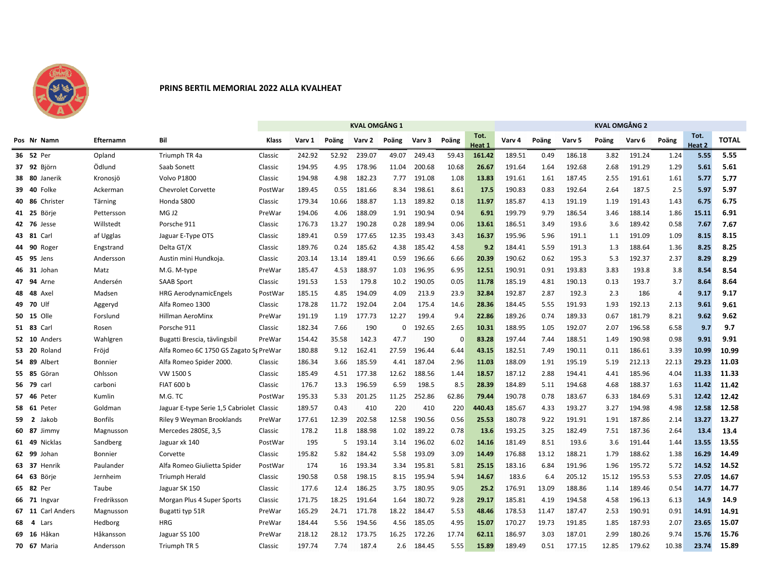**PRINS BERTIL MEMORIAL 2022 ALLA KVALHEAT**

| | | | | | | KVAL OMGÅNG 1 | | | | | | | KVAL OMGÅNG 2 | | | | | | | |
|---|---|---|---|---|---|---|---|---|---|---|---|---|---|---|---|---|---|---|---|---|
| Pos | Nr | Namn | Efternamn | Bil | Klass | Varv 1 | Poäng | Varv 2 | Poäng | Varv 3 | Poäng | Tot. Heat 1 | Varv 4 | Poäng | Varv 5 | Poäng | Varv 6 | Poäng | Tot. Heat 2 | TOTAL |
| 36 | 52 | Per | Opland | Triumph TR 4a | Classic | 242.92 | 52.92 | 239.07 | 49.07 | 249.43 | 59.43 | 161.42 | 189.51 | 0.49 | 186.18 | 3.82 | 191.24 | 1.24 | 5.55 | 5.55 |
| 37 | 92 | Björn | Ödlund | Saab Sonett | Classic | 194.95 | 4.95 | 178.96 | 11.04 | 200.68 | 10.68 | 26.67 | 191.64 | 1.64 | 192.68 | 2.68 | 191.29 | 1.29 | 5.61 | 5.61 |
| 38 | 80 | Janerik | Kronosjö | Volvo P1800 | Classic | 194.98 | 4.98 | 182.23 | 7.77 | 191.08 | 1.08 | 13.83 | 191.61 | 1.61 | 187.45 | 2.55 | 191.61 | 1.61 | 5.77 | 5.77 |
| 39 | 40 | Folke | Ackerman | Chevrolet Corvette | PostWar | 189.45 | 0.55 | 181.66 | 8.34 | 198.61 | 8.61 | 17.5 | 190.83 | 0.83 | 192.64 | 2.64 | 187.5 | 2.5 | 5.97 | 5.97 |
| 40 | 86 | Christer | Tärning | Honda S800 | Classic | 179.34 | 10.66 | 188.87 | 1.13 | 189.82 | 0.18 | 11.97 | 185.87 | 4.13 | 191.19 | 1.19 | 191.43 | 1.43 | 6.75 | 6.75 |
| 41 | 25 | Börje | Pettersson | MG J2 | PreWar | 194.06 | 4.06 | 188.09 | 1.91 | 190.94 | 0.94 | 6.91 | 199.79 | 9.79 | 186.54 | 3.46 | 188.14 | 1.86 | 15.11 | 6.91 |
| 42 | 76 | Jesse | Willstedt | Porsche 911 | Classic | 176.73 | 13.27 | 190.28 | 0.28 | 189.94 | 0.06 | 13.61 | 186.51 | 3.49 | 193.6 | 3.6 | 189.42 | 0.58 | 7.67 | 7.67 |
| 43 | 81 | Carl | af Ugglas | Jaguar E-Type OTS | Classic | 189.41 | 0.59 | 177.65 | 12.35 | 193.43 | 3.43 | 16.37 | 195.96 | 5.96 | 191.1 | 1.1 | 191.09 | 1.09 | 8.15 | 8.15 |
| 44 | 90 | Roger | Engstrand | Delta GT/X | Classic | 189.76 | 0.24 | 185.62 | 4.38 | 185.42 | 4.58 | 9.2 | 184.41 | 5.59 | 191.3 | 1.3 | 188.64 | 1.36 | 8.25 | 8.25 |
| 45 | 95 | Jens | Andersson | Austin mini Hundkoja. | Classic | 203.14 | 13.14 | 189.41 | 0.59 | 196.66 | 6.66 | 20.39 | 190.62 | 0.62 | 195.3 | 5.3 | 192.37 | 2.37 | 8.29 | 8.29 |
| 46 | 31 | Johan | Matz | M.G. M-type | PreWar | 185.47 | 4.53 | 188.97 | 1.03 | 196.95 | 6.95 | 12.51 | 190.91 | 0.91 | 193.83 | 3.83 | 193.8 | 3.8 | 8.54 | 8.54 |
| 47 | 94 | Arne | Andersén | SAAB Sport | Classic | 191.53 | 1.53 | 179.8 | 10.2 | 190.05 | 0.05 | 11.78 | 185.19 | 4.81 | 190.13 | 0.13 | 193.7 | 3.7 | 8.64 | 8.64 |
| 48 | 48 | Axel | Madsen | HRG AerodynamicEngels | PostWar | 185.15 | 4.85 | 194.09 | 4.09 | 213.9 | 23.9 | 32.84 | 192.87 | 2.87 | 192.3 | 2.3 | 186 | 4 | 9.17 | 9.17 |
| 49 | 70 | Ulf | Aggeryd | Alfa Romeo 1300 | Classic | 178.28 | 11.72 | 192.04 | 2.04 | 175.4 | 14.6 | 28.36 | 184.45 | 5.55 | 191.93 | 1.93 | 192.13 | 2.13 | 9.61 | 9.61 |
| 50 | 15 | Olle | Forslund | Hillman AeroMinx | PreWar | 191.19 | 1.19 | 177.73 | 12.27 | 199.4 | 9.4 | 22.86 | 189.26 | 0.74 | 189.33 | 0.67 | 181.79 | 8.21 | 9.62 | 9.62 |
| 51 | 83 | Carl | Rosen | Porsche 911 | Classic | 182.34 | 7.66 | 190 | 0 | 192.65 | 2.65 | 10.31 | 188.95 | 1.05 | 192.07 | 2.07 | 196.58 | 6.58 | 9.7 | 9.7 |
| 52 | 10 | Anders | Wahlgren | Bugatti Brescia, tävlingsbil | PreWar | 154.42 | 35.58 | 142.3 | 47.7 | 190 | 0 | 83.28 | 197.44 | 7.44 | 188.51 | 1.49 | 190.98 | 0.98 | 9.91 | 9.91 |
| 53 | 20 | Roland | Fröjd | Alfa Romeo 6C 1750 GS Zagato Sp | PreWar | 180.88 | 9.12 | 162.41 | 27.59 | 196.44 | 6.44 | 43.15 | 182.51 | 7.49 | 190.11 | 0.11 | 186.61 | 3.39 | 10.99 | 10.99 |
| 54 | 89 | Albert | Bonnier | Alfa Romeo Spider 2000. | Classic | 186.34 | 3.66 | 185.59 | 4.41 | 187.04 | 2.96 | 11.03 | 188.09 | 1.91 | 195.19 | 5.19 | 212.13 | 22.13 | 29.23 | 11.03 |
| 55 | 85 | Göran | Ohlsson | VW 1500 S | Classic | 185.49 | 4.51 | 177.38 | 12.62 | 188.56 | 1.44 | 18.57 | 187.12 | 2.88 | 194.41 | 4.41 | 185.96 | 4.04 | 11.33 | 11.33 |
| 56 | 79 | carl | carboni | FIAT 600 b | Classic | 176.7 | 13.3 | 196.59 | 6.59 | 198.5 | 8.5 | 28.39 | 184.89 | 5.11 | 194.68 | 4.68 | 188.37 | 1.63 | 11.42 | 11.42 |
| 57 | 46 | Peter | Kumlin | M.G. TC | PostWar | 195.33 | 5.33 | 201.25 | 11.25 | 252.86 | 62.86 | 79.44 | 190.78 | 0.78 | 183.67 | 6.33 | 184.69 | 5.31 | 12.42 | 12.42 |
| 58 | 61 | Peter | Goldman | Jaguar E-type Serie 1,5 Cabriolet | Classic | 189.57 | 0.43 | 410 | 220 | 410 | 220 | 440.43 | 185.67 | 4.33 | 193.27 | 3.27 | 194.98 | 4.98 | 12.58 | 12.58 |
| 59 | 2 | Jakob | Bonfils | Riley 9 Weyman Brooklands | PreWar | 177.61 | 12.39 | 202.58 | 12.58 | 190.56 | 0.56 | 25.53 | 180.78 | 9.22 | 191.91 | 1.91 | 187.86 | 2.14 | 13.27 | 13.27 |
| 60 | 87 | Jimmy | Magnusson | Mercedes 280SE, 3,5 | Classic | 178.2 | 11.8 | 188.98 | 1.02 | 189.22 | 0.78 | 13.6 | 193.25 | 3.25 | 182.49 | 7.51 | 187.36 | 2.64 | 13.4 | 13.4 |
| 61 | 49 | Nicklas | Sandberg | Jaguar xk 140 | PostWar | 195 | 5 | 193.14 | 3.14 | 196.02 | 6.02 | 14.16 | 181.49 | 8.51 | 193.6 | 3.6 | 191.44 | 1.44 | 13.55 | 13.55 |
| 62 | 99 | Johan | Bonnier | Corvette | Classic | 195.82 | 5.82 | 184.42 | 5.58 | 193.09 | 3.09 | 14.49 | 176.88 | 13.12 | 188.21 | 1.79 | 188.62 | 1.38 | 16.29 | 14.49 |
| 63 | 37 | Henrik | Paulander | Alfa Romeo Giulietta Spider | PostWar | 174 | 16 | 193.34 | 3.34 | 195.81 | 5.81 | 25.15 | 183.16 | 6.84 | 191.96 | 1.96 | 195.72 | 5.72 | 14.52 | 14.52 |
| 64 | 63 | Börje | Jernheim | Triumph Herald | Classic | 190.58 | 0.58 | 198.15 | 8.15 | 195.94 | 5.94 | 14.67 | 183.6 | 6.4 | 205.12 | 15.12 | 195.53 | 5.53 | 27.05 | 14.67 |
| 65 | 82 | Per | Taube | Jaguar SK 150 | Classic | 177.6 | 12.4 | 186.25 | 3.75 | 180.95 | 9.05 | 25.2 | 176.91 | 13.09 | 188.86 | 1.14 | 189.46 | 0.54 | 14.77 | 14.77 |
| 66 | 71 | Ingvar | Fredriksson | Morgan Plus 4 Super Sports | Classic | 171.75 | 18.25 | 191.64 | 1.64 | 180.72 | 9.28 | 29.17 | 185.81 | 4.19 | 194.58 | 4.58 | 196.13 | 6.13 | 14.9 | 14.9 |
| 67 | 11 | Carl Anders | Magnusson | Bugatti typ 51R | PreWar | 165.29 | 24.71 | 171.78 | 18.22 | 184.47 | 5.53 | 48.46 | 178.53 | 11.47 | 187.47 | 2.53 | 190.91 | 0.91 | 14.91 | 14.91 |
| 68 | 4 | Lars | Hedborg | HRG | PreWar | 184.44 | 5.56 | 194.56 | 4.56 | 185.05 | 4.95 | 15.07 | 170.27 | 19.73 | 191.85 | 1.85 | 187.93 | 2.07 | 23.65 | 15.07 |
| 69 | 16 | Håkan | Håkansson | Jaguar SS 100 | PreWar | 218.12 | 28.12 | 173.75 | 16.25 | 172.26 | 17.74 | 62.11 | 186.97 | 3.03 | 187.01 | 2.99 | 180.26 | 9.74 | 15.76 | 15.76 |
| 70 | 67 | Maria | Andersson | Triumph TR 5 | Classic | 197.74 | 7.74 | 187.4 | 2.6 | 184.45 | 5.55 | 15.89 | 189.49 | 0.51 | 177.15 | 12.85 | 179.62 | 10.38 | 23.74 | 15.89 |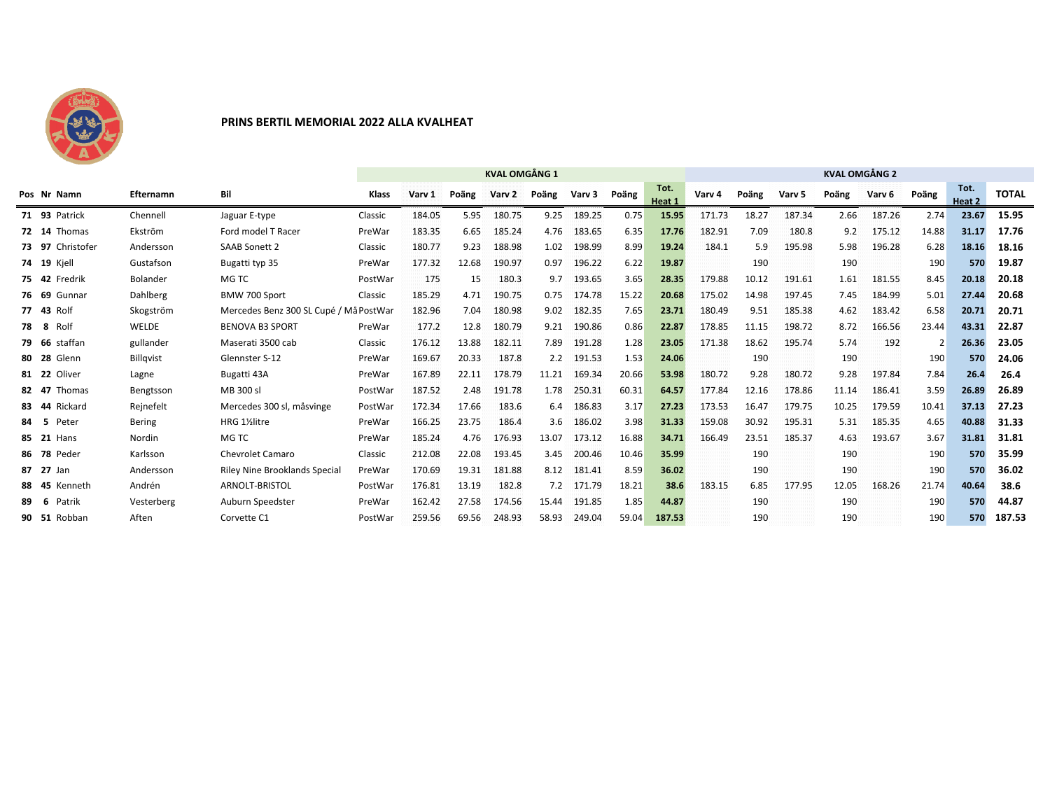# PRINS BERTIL MEMORIAL 2022 ALLA KVALHEAT

| | | | | | | KVAL OMGÅNG 1 | | | | | | | KVAL OMGÅNG 2 | | | | | | | |
|---|---|---|---|---|---|---|---|---|---|---|---|---|---|---|---|---|---|---|---|---|
| Pos | Nr | Namn | Efternamn | Bil | Klass | Varv 1 | Poäng | Varv 2 | Poäng | Varv 3 | Poäng | Tot. Heat 1 | Varv 4 | Poäng | Varv 5 | Poäng | Varv 6 | Poäng | Tot. Heat 2 | TOTAL |
| 71 | 93 | Patrick | Chennell | Jaguar E-type | Classic | 184.05 | 5.95 | 180.75 | 9.25 | 189.25 | 0.75 | 15.95 | 171.73 | 18.27 | 187.34 | 2.66 | 187.26 | 2.74 | 23.67 | 15.95 |
| 72 | 14 | Thomas | Ekström | Ford model T Racer | PreWar | 183.35 | 6.65 | 185.24 | 4.76 | 183.65 | 6.35 | 17.76 | 182.91 | 7.09 | 180.8 | 9.2 | 175.12 | 14.88 | 31.17 | 17.76 |
| 73 | 97 | Christofer | Andersson | SAAB Sonett 2 | Classic | 180.77 | 9.23 | 188.98 | 1.02 | 198.99 | 8.99 | 19.24 | 184.1 | 5.9 | 195.98 | 5.98 | 196.28 | 6.28 | 18.16 | 18.16 |
| 74 | 19 | Kjell | Gustafson | Bugatti typ 35 | PreWar | 177.32 | 12.68 | 190.97 | 0.97 | 196.22 | 6.22 | 19.87 | | 190 | | 190 | | 190 | 570 | 19.87 |
| 75 | 42 | Fredrik | Bolander | MG TC | PostWar | 175 | 15 | 180.3 | 9.7 | 193.65 | 3.65 | 28.35 | 179.88 | 10.12 | 191.61 | 1.61 | 181.55 | 8.45 | 20.18 | 20.18 |
| 76 | 69 | Gunnar | Dahlberg | BMW 700 Sport | Classic | 185.29 | 4.71 | 190.75 | 0.75 | 174.78 | 15.22 | 20.68 | 175.02 | 14.98 | 197.45 | 7.45 | 184.99 | 5.01 | 27.44 | 20.68 |
| 77 | 43 | Rolf | Skogström | Mercedes Benz 300 SL Cupé / Må | PostWar | 182.96 | 7.04 | 180.98 | 9.02 | 182.35 | 7.65 | 23.71 | 180.49 | 9.51 | 185.38 | 4.62 | 183.42 | 6.58 | 20.71 | 20.71 |
| 78 | 8 | Rolf | WELDE | BENOVA B3 SPORT | PreWar | 177.2 | 12.8 | 180.79 | 9.21 | 190.86 | 0.86 | 22.87 | 178.85 | 11.15 | 198.72 | 8.72 | 166.56 | 23.44 | 43.31 | 22.87 |
| 79 | 66 | staffan | gullander | Maserati 3500 cab | Classic | 176.12 | 13.88 | 182.11 | 7.89 | 191.28 | 1.28 | 23.05 | 171.38 | 18.62 | 195.74 | 5.74 | 192 | 2 | 26.36 | 23.05 |
| 80 | 28 | Glenn | Billqvist | Glennster S-12 | PreWar | 169.67 | 20.33 | 187.8 | 2.2 | 191.53 | 1.53 | 24.06 | | 190 | | 190 | | 190 | 570 | 24.06 |
| 81 | 22 | Oliver | Lagne | Bugatti 43A | PreWar | 167.89 | 22.11 | 178.79 | 11.21 | 169.34 | 20.66 | 53.98 | 180.72 | 9.28 | 180.72 | 9.28 | 197.84 | 7.84 | 26.4 | 26.4 |
| 82 | 47 | Thomas | Bengtsson | MB 300 sl | PostWar | 187.52 | 2.48 | 191.78 | 1.78 | 250.31 | 60.31 | 64.57 | 177.84 | 12.16 | 178.86 | 11.14 | 186.41 | 3.59 | 26.89 | 26.89 |
| 83 | 44 | Rickard | Rejnefelt | Mercedes 300 sl, måsvinge | PostWar | 172.34 | 17.66 | 183.6 | 6.4 | 186.83 | 3.17 | 27.23 | 173.53 | 16.47 | 179.75 | 10.25 | 179.59 | 10.41 | 37.13 | 27.23 |
| 84 | 5 | Peter | Bering | HRG 1½litre | PreWar | 166.25 | 23.75 | 186.4 | 3.6 | 186.02 | 3.98 | 31.33 | 159.08 | 30.92 | 195.31 | 5.31 | 185.35 | 4.65 | 40.88 | 31.33 |
| 85 | 21 | Hans | Nordin | MG TC | PreWar | 185.24 | 4.76 | 176.93 | 13.07 | 173.12 | 16.88 | 34.71 | 166.49 | 23.51 | 185.37 | 4.63 | 193.67 | 3.67 | 31.81 | 31.81 |
| 86 | 78 | Peder | Karlsson | Chevrolet Camaro | Classic | 212.08 | 22.08 | 193.45 | 3.45 | 200.46 | 10.46 | 35.99 | | 190 | | 190 | | 190 | 570 | 35.99 |
| 87 | 27 | Jan | Andersson | Riley Nine Brooklands Special | PreWar | 170.69 | 19.31 | 181.88 | 8.12 | 181.41 | 8.59 | 36.02 | | 190 | | 190 | | 190 | 570 | 36.02 |
| 88 | 45 | Kenneth | Andrén | ARNOLT-BRISTOL | PostWar | 176.81 | 13.19 | 182.8 | 7.2 | 171.79 | 18.21 | 38.6 | 183.15 | 6.85 | 177.95 | 12.05 | 168.26 | 21.74 | 40.64 | 38.6 |
| 89 | 6 | Patrik | Vesterberg | Auburn Speedster | PreWar | 162.42 | 27.58 | 174.56 | 15.44 | 191.85 | 1.85 | 44.87 | | 190 | | 190 | | 190 | 570 | 44.87 |
| 90 | 51 | Robban | Aften | Corvette C1 | PostWar | 259.56 | 69.56 | 248.93 | 58.93 | 249.04 | 59.04 | 187.53 | | 190 | | 190 | | 190 | 570 | 187.53 |